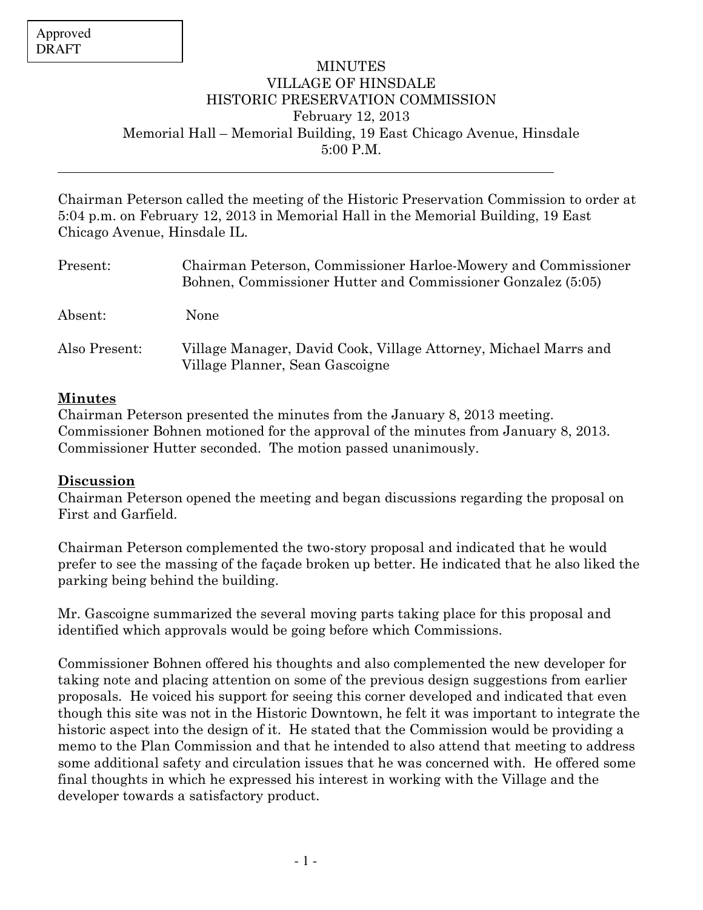Approved
DRAFT

# MINUTES
# VILLAGE OF HINSDALE
# HISTORIC PRESERVATION COMMISSION

February 12, 2013
Memorial Hall – Memorial Building, 19 East Chicago Avenue, Hinsdale
5:00 P.M.

---

Chairman Peterson called the meeting of the Historic Preservation Commission to order at 5:04 p.m. on February 12, 2013 in Memorial Hall in the Memorial Building, 19 East Chicago Avenue, Hinsdale IL.

| | |
|---|---|
| Present: | Chairman Peterson, Commissioner Harloe-Mowery and Commissioner Bohnen, Commissioner Hutter and Commissioner Gonzalez (5:05) |
| Absent: | None |
| Also Present: | Village Manager, David Cook, Village Attorney, Michael Marrs and Village Planner, Sean Gascoigne |

**Minutes**

Chairman Peterson presented the minutes from the January 8, 2013 meeting. Commissioner Bohnen motioned for the approval of the minutes from January 8, 2013. Commissioner Hutter seconded. The motion passed unanimously.

**Discussion**

Chairman Peterson opened the meeting and began discussions regarding the proposal on First and Garfield.

Chairman Peterson complemented the two-story proposal and indicated that he would prefer to see the massing of the façade broken up better. He indicated that he also liked the parking being behind the building.

Mr. Gascoigne summarized the several moving parts taking place for this proposal and identified which approvals would be going before which Commissions.

Commissioner Bohnen offered his thoughts and also complemented the new developer for taking note and placing attention on some of the previous design suggestions from earlier proposals. He voiced his support for seeing this corner developed and indicated that even though this site was not in the Historic Downtown, he felt it was important to integrate the historic aspect into the design of it. He stated that the Commission would be providing a memo to the Plan Commission and that he intended to also attend that meeting to address some additional safety and circulation issues that he was concerned with. He offered some final thoughts in which he expressed his interest in working with the Village and the developer towards a satisfactory product.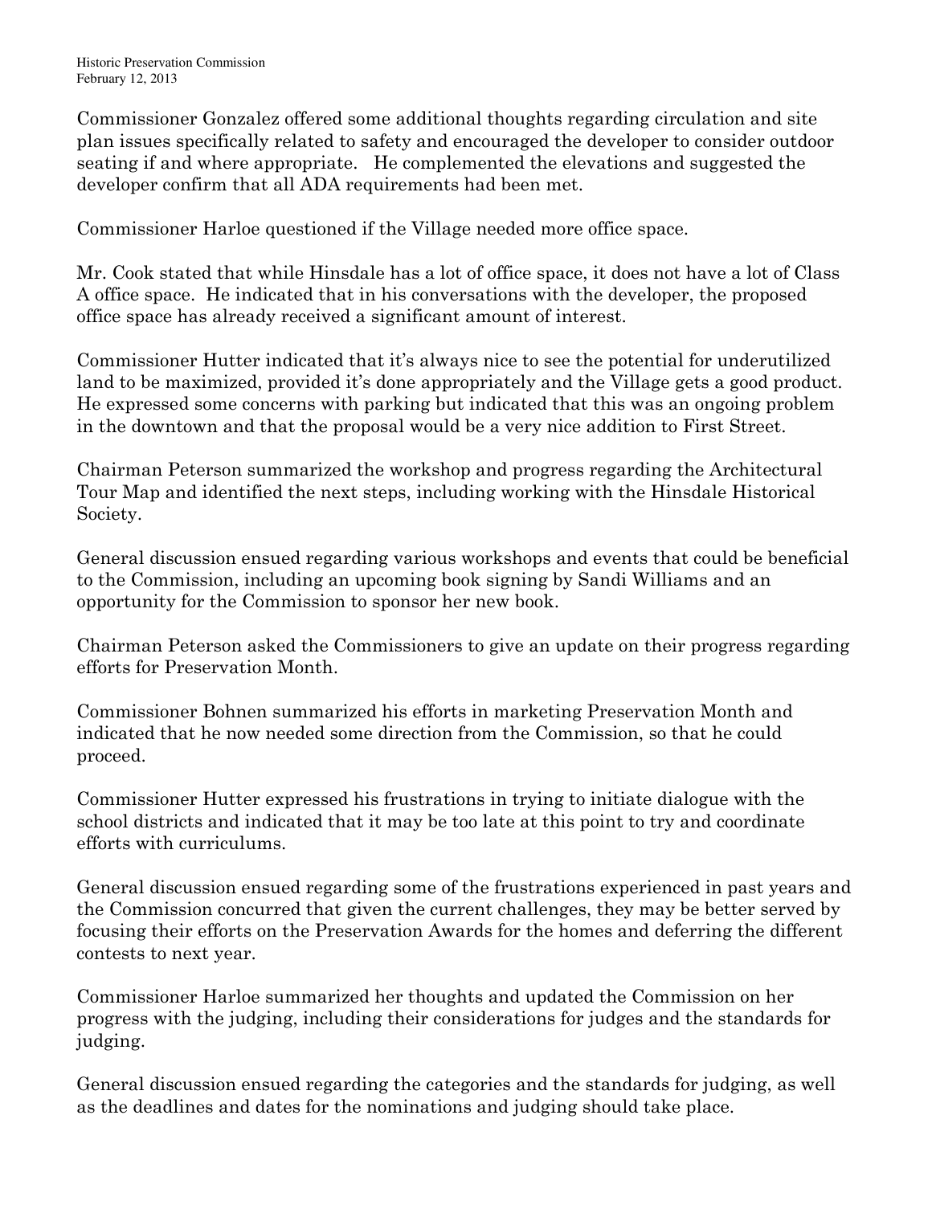Commissioner Gonzalez offered some additional thoughts regarding circulation and site plan issues specifically related to safety and encouraged the developer to consider outdoor seating if and where appropriate. He complemented the elevations and suggested the developer confirm that all ADA requirements had been met.

Commissioner Harloe questioned if the Village needed more office space.

Mr. Cook stated that while Hinsdale has a lot of office space, it does not have a lot of Class A office space. He indicated that in his conversations with the developer, the proposed office space has already received a significant amount of interest.

Commissioner Hutter indicated that it's always nice to see the potential for underutilized land to be maximized, provided it's done appropriately and the Village gets a good product. He expressed some concerns with parking but indicated that this was an ongoing problem in the downtown and that the proposal would be a very nice addition to First Street.

Chairman Peterson summarized the workshop and progress regarding the Architectural Tour Map and identified the next steps, including working with the Hinsdale Historical Society.

General discussion ensued regarding various workshops and events that could be beneficial to the Commission, including an upcoming book signing by Sandi Williams and an opportunity for the Commission to sponsor her new book.

Chairman Peterson asked the Commissioners to give an update on their progress regarding efforts for Preservation Month.

Commissioner Bohnen summarized his efforts in marketing Preservation Month and indicated that he now needed some direction from the Commission, so that he could proceed.

Commissioner Hutter expressed his frustrations in trying to initiate dialogue with the school districts and indicated that it may be too late at this point to try and coordinate efforts with curriculums.

General discussion ensued regarding some of the frustrations experienced in past years and the Commission concurred that given the current challenges, they may be better served by focusing their efforts on the Preservation Awards for the homes and deferring the different contests to next year.

Commissioner Harloe summarized her thoughts and updated the Commission on her progress with the judging, including their considerations for judges and the standards for judging.

General discussion ensued regarding the categories and the standards for judging, as well as the deadlines and dates for the nominations and judging should take place.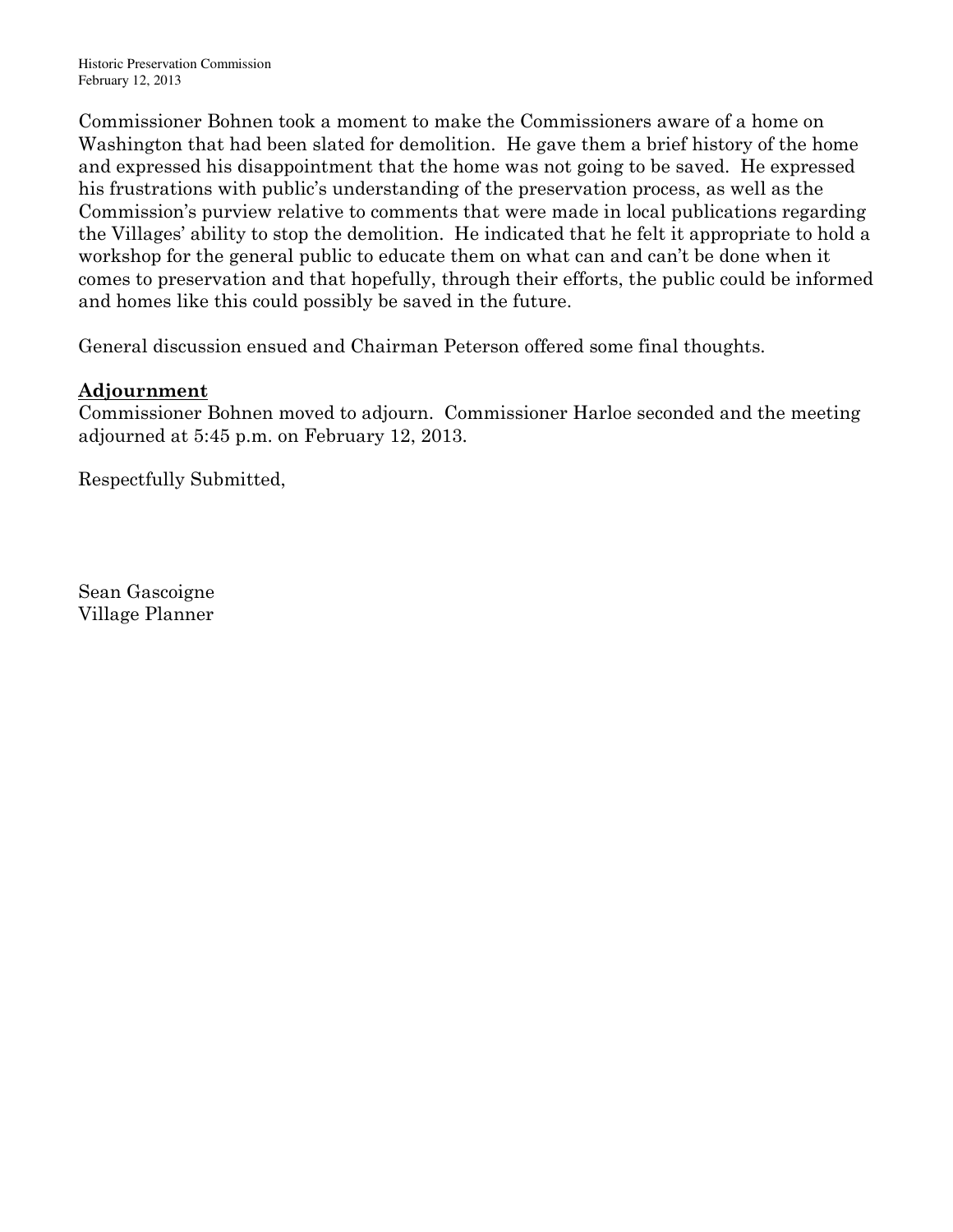Commissioner Bohnen took a moment to make the Commissioners aware of a home on Washington that had been slated for demolition. He gave them a brief history of the home and expressed his disappointment that the home was not going to be saved. He expressed his frustrations with public's understanding of the preservation process, as well as the Commission's purview relative to comments that were made in local publications regarding the Villages' ability to stop the demolition. He indicated that he felt it appropriate to hold a workshop for the general public to educate them on what can and can't be done when it comes to preservation and that hopefully, through their efforts, the public could be informed and homes like this could possibly be saved in the future.

General discussion ensued and Chairman Peterson offered some final thoughts.

## Adjournment

Commissioner Bohnen moved to adjourn. Commissioner Harloe seconded and the meeting adjourned at 5:45 p.m. on February 12, 2013.

Respectfully Submitted,

Sean Gascoigne
Village Planner